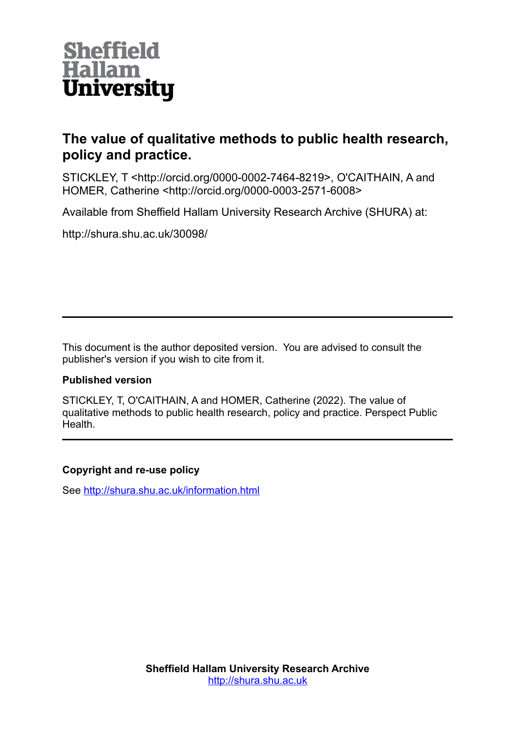Sheffield Hallam University

# The value of qualitative methods to public health research, policy and practice.

STICKLEY, T <http://orcid.org/0000-0002-7464-8219>, O'CAITHAIN, A and HOMER, Catherine <http://orcid.org/0000-0003-2571-6008>

Available from Sheffield Hallam University Research Archive (SHURA) at:

http://shura.shu.ac.uk/30098/

---

This document is the author deposited version. You are advised to consult the publisher's version if you wish to cite from it.

**Published version**

STICKLEY, T, O'CAITHAIN, A and HOMER, Catherine (2022). The value of qualitative methods to public health research, policy and practice. Perspect Public Health.

---

**Copyright and re-use policy**

See http://shura.shu.ac.uk/information.html

**Sheffield Hallam University Research Archive**
http://shura.shu.ac.uk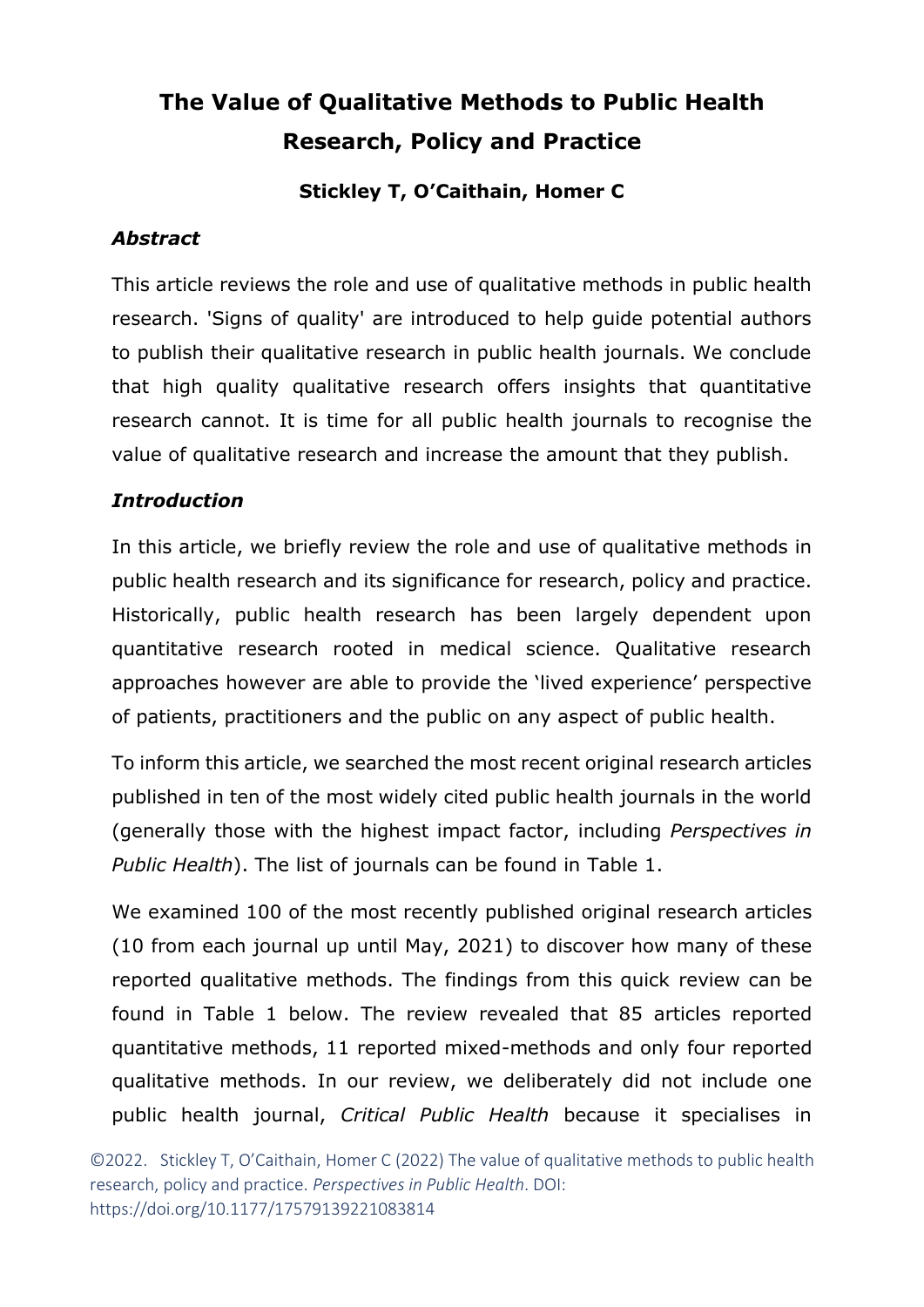# The Value of Qualitative Methods to Public Health Research, Policy and Practice

**Stickley T, O'Caithain, Homer C**

### *Abstract*

This article reviews the role and use of qualitative methods in public health research. 'Signs of quality' are introduced to help guide potential authors to publish their qualitative research in public health journals. We conclude that high quality qualitative research offers insights that quantitative research cannot. It is time for all public health journals to recognise the value of qualitative research and increase the amount that they publish.

### *Introduction*

In this article, we briefly review the role and use of qualitative methods in public health research and its significance for research, policy and practice. Historically, public health research has been largely dependent upon quantitative research rooted in medical science. Qualitative research approaches however are able to provide the 'lived experience' perspective of patients, practitioners and the public on any aspect of public health.

To inform this article, we searched the most recent original research articles published in ten of the most widely cited public health journals in the world (generally those with the highest impact factor, including *Perspectives in Public Health*). The list of journals can be found in Table 1.

We examined 100 of the most recently published original research articles (10 from each journal up until May, 2021) to discover how many of these reported qualitative methods. The findings from this quick review can be found in Table 1 below. The review revealed that 85 articles reported quantitative methods, 11 reported mixed-methods and only four reported qualitative methods. In our review, we deliberately did not include one public health journal, *Critical Public Health* because it specialises in

©2022. Stickley T, O'Caithain, Homer C (2022) The value of qualitative methods to public health research, policy and practice. *Perspectives in Public Health*. DOI: https://doi.org/10.1177/17579139221083814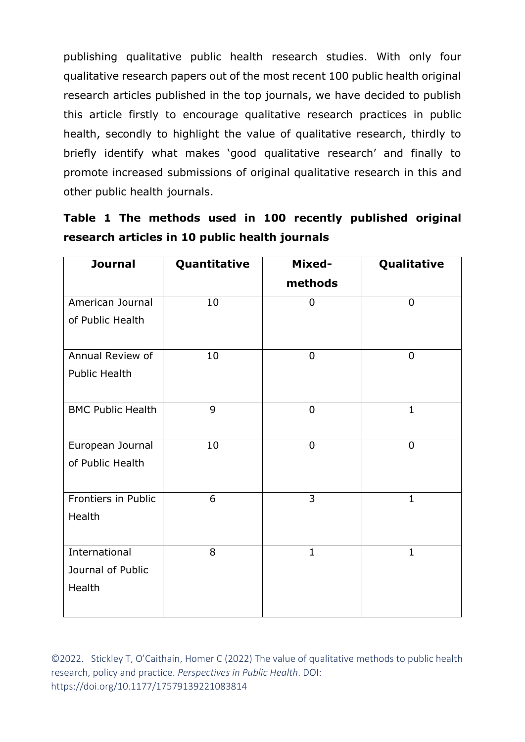publishing qualitative public health research studies. With only four qualitative research papers out of the most recent 100 public health original research articles published in the top journals, we have decided to publish this article firstly to encourage qualitative research practices in public health, secondly to highlight the value of qualitative research, thirdly to briefly identify what makes 'good qualitative research' and finally to promote increased submissions of original qualitative research in this and other public health journals.

**Table 1 The methods used in 100 recently published original research articles in 10 public health journals**

| Journal | Quantitative | Mixed-methods | Qualitative |
|---|---|---|---|
| American Journal of Public Health | 10 | 0 | 0 |
| Annual Review of Public Health | 10 | 0 | 0 |
| BMC Public Health | 9 | 0 | 1 |
| European Journal of Public Health | 10 | 0 | 0 |
| Frontiers in Public Health | 6 | 3 | 1 |
| International Journal of Public Health | 8 | 1 | 1 |

©2022. Stickley T, O'Caithain, Homer C (2022) The value of qualitative methods to public health research, policy and practice. *Perspectives in Public Health*. DOI: https://doi.org/10.1177/17579139221083814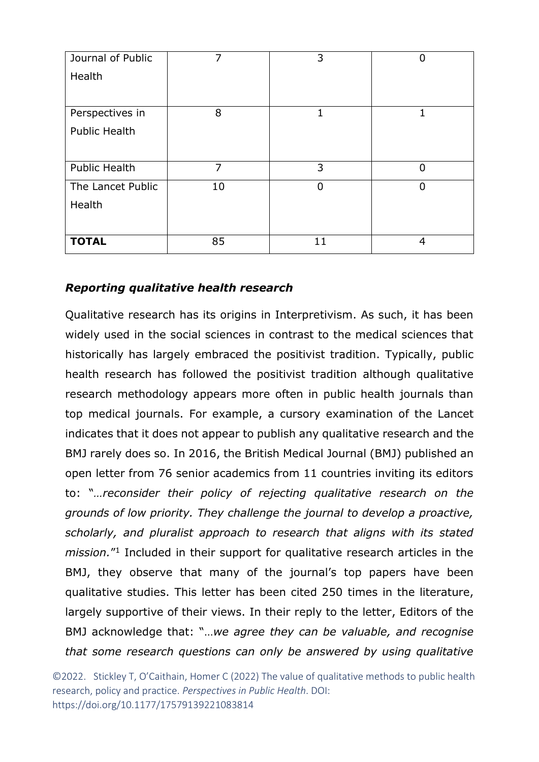| Journal of Public Health | 7 | 3 | 0 |
|---|---|---|---|
| Perspectives in Public Health | 8 | 1 | 1 |
| Public Health | 7 | 3 | 0 |
| The Lancet Public Health | 10 | 0 | 0 |
| **TOTAL** | 85 | 11 | 4 |

### *Reporting qualitative health research*

Qualitative research has its origins in Interpretivism. As such, it has been widely used in the social sciences in contrast to the medical sciences that historically has largely embraced the positivist tradition. Typically, public health research has followed the positivist tradition although qualitative research methodology appears more often in public health journals than top medical journals. For example, a cursory examination of the Lancet indicates that it does not appear to publish any qualitative research and the BMJ rarely does so. In 2016, the British Medical Journal (BMJ) published an open letter from 76 senior academics from 11 countries inviting its editors to: "*…reconsider their policy of rejecting qualitative research on the grounds of low priority. They challenge the journal to develop a proactive, scholarly, and pluralist approach to research that aligns with its stated mission.*"[1] Included in their support for qualitative research articles in the BMJ, they observe that many of the journal's top papers have been qualitative studies. This letter has been cited 250 times in the literature, largely supportive of their views. In their reply to the letter, Editors of the BMJ acknowledge that: "*…we agree they can be valuable, and recognise that some research questions can only be answered by using qualitative*

©2022. Stickley T, O'Caithain, Homer C (2022) The value of qualitative methods to public health research, policy and practice. *Perspectives in Public Health*. DOI: https://doi.org/10.1177/17579139221083814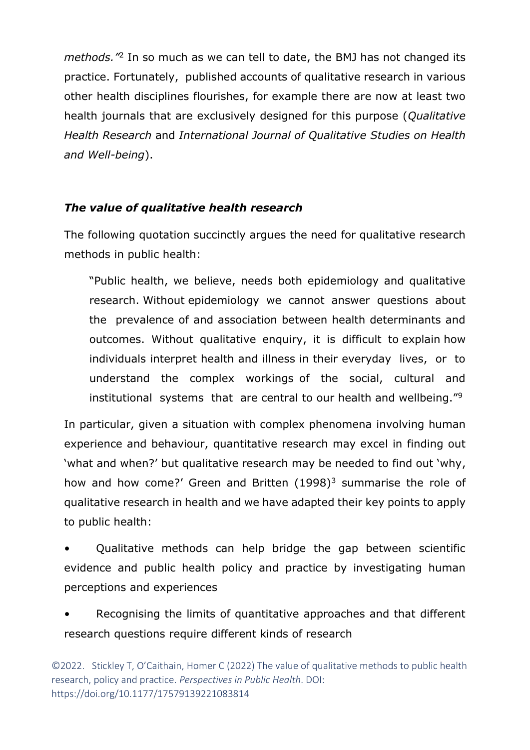*methods.*"[2] In so much as we can tell to date, the BMJ has not changed its practice. Fortunately, published accounts of qualitative research in various other health disciplines flourishes, for example there are now at least two health journals that are exclusively designed for this purpose (*Qualitative Health Research* and *International Journal of Qualitative Studies on Health and Well-being*).

### *The value of qualitative health research*

The following quotation succinctly argues the need for qualitative research methods in public health:

> "Public health, we believe, needs both epidemiology and qualitative research. Without epidemiology we cannot answer questions about the prevalence of and association between health determinants and outcomes. Without qualitative enquiry, it is difficult to explain how individuals interpret health and illness in their everyday lives, or to understand the complex workings of the social, cultural and institutional systems that are central to our health and wellbeing."[9]

In particular, given a situation with complex phenomena involving human experience and behaviour, quantitative research may excel in finding out 'what and when?' but qualitative research may be needed to find out 'why, how and how come?' Green and Britten (1998)[3] summarise the role of qualitative research in health and we have adapted their key points to apply to public health:

- Qualitative methods can help bridge the gap between scientific evidence and public health policy and practice by investigating human perceptions and experiences
- Recognising the limits of quantitative approaches and that different research questions require different kinds of research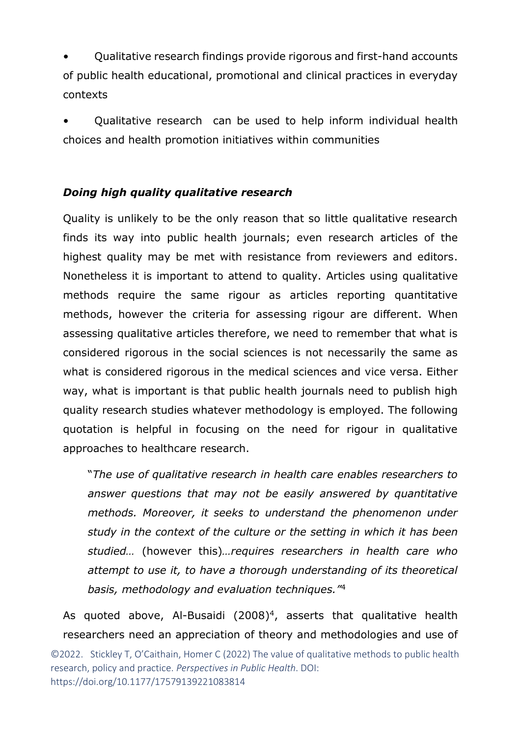- Qualitative research findings provide rigorous and first-hand accounts of public health educational, promotional and clinical practices in everyday contexts
- Qualitative research can be used to help inform individual health choices and health promotion initiatives within communities

### ***Doing high quality qualitative research***

Quality is unlikely to be the only reason that so little qualitative research finds its way into public health journals; even research articles of the highest quality may be met with resistance from reviewers and editors. Nonetheless it is important to attend to quality. Articles using qualitative methods require the same rigour as articles reporting quantitative methods, however the criteria for assessing rigour are different. When assessing qualitative articles therefore, we need to remember that what is considered rigorous in the social sciences is not necessarily the same as what is considered rigorous in the medical sciences and vice versa. Either way, what is important is that public health journals need to publish high quality research studies whatever methodology is employed. The following quotation is helpful in focusing on the need for rigour in qualitative approaches to healthcare research.

> "*The use of qualitative research in health care enables researchers to answer questions that may not be easily answered by quantitative methods. Moreover, it seeks to understand the phenomenon under study in the context of the culture or the setting in which it has been studied…* (however this)*…requires researchers in health care who attempt to use it, to have a thorough understanding of its theoretical basis, methodology and evaluation techniques."*[4]

As quoted above, Al-Busaidi (2008)[4], asserts that qualitative health researchers need an appreciation of theory and methodologies and use of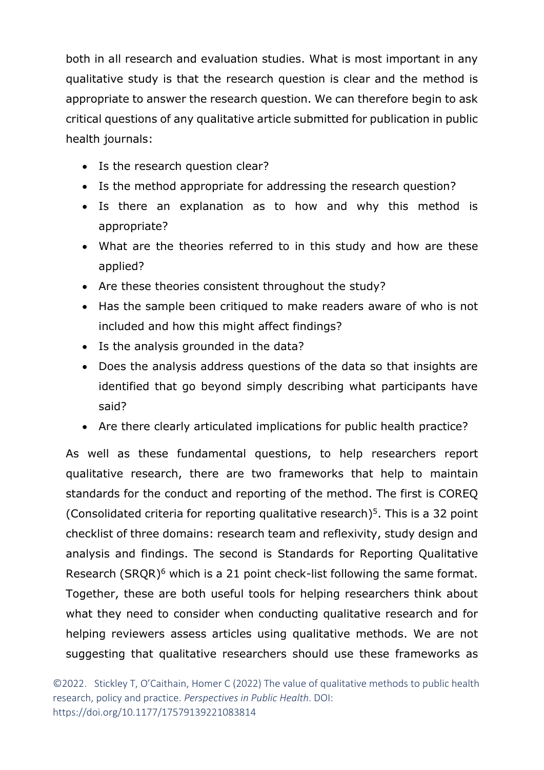both in all research and evaluation studies. What is most important in any qualitative study is that the research question is clear and the method is appropriate to answer the research question. We can therefore begin to ask critical questions of any qualitative article submitted for publication in public health journals:

- Is the research question clear?
- Is the method appropriate for addressing the research question?
- Is there an explanation as to how and why this method is appropriate?
- What are the theories referred to in this study and how are these applied?
- Are these theories consistent throughout the study?
- Has the sample been critiqued to make readers aware of who is not included and how this might affect findings?
- Is the analysis grounded in the data?
- Does the analysis address questions of the data so that insights are identified that go beyond simply describing what participants have said?
- Are there clearly articulated implications for public health practice?

As well as these fundamental questions, to help researchers report qualitative research, there are two frameworks that help to maintain standards for the conduct and reporting of the method. The first is COREQ (Consolidated criteria for reporting qualitative research)[5]. This is a 32 point checklist of three domains: research team and reflexivity, study design and analysis and findings. The second is Standards for Reporting Qualitative Research (SRQR)[6] which is a 21 point check-list following the same format. Together, these are both useful tools for helping researchers think about what they need to consider when conducting qualitative research and for helping reviewers assess articles using qualitative methods. We are not suggesting that qualitative researchers should use these frameworks as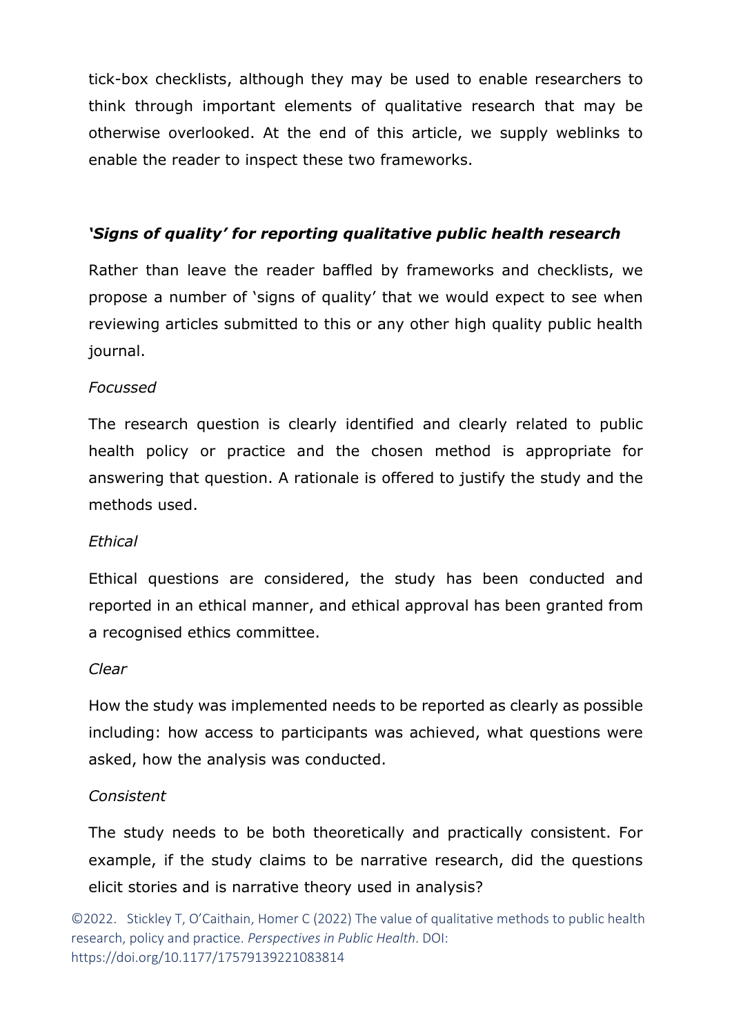tick-box checklists, although they may be used to enable researchers to think through important elements of qualitative research that may be otherwise overlooked. At the end of this article, we supply weblinks to enable the reader to inspect these two frameworks.

### ***'Signs of quality' for reporting qualitative public health research***

Rather than leave the reader baffled by frameworks and checklists, we propose a number of 'signs of quality' that we would expect to see when reviewing articles submitted to this or any other high quality public health journal.

*Focussed*

The research question is clearly identified and clearly related to public health policy or practice and the chosen method is appropriate for answering that question. A rationale is offered to justify the study and the methods used.

*Ethical*

Ethical questions are considered, the study has been conducted and reported in an ethical manner, and ethical approval has been granted from a recognised ethics committee.

*Clear*

How the study was implemented needs to be reported as clearly as possible including: how access to participants was achieved, what questions were asked, how the analysis was conducted.

*Consistent*

The study needs to be both theoretically and practically consistent. For example, if the study claims to be narrative research, did the questions elicit stories and is narrative theory used in analysis?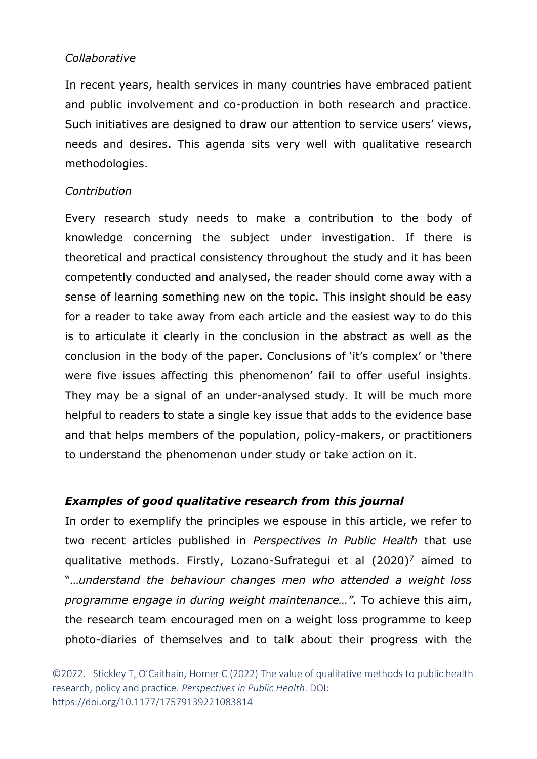*Collaborative*

In recent years, health services in many countries have embraced patient and public involvement and co-production in both research and practice. Such initiatives are designed to draw our attention to service users' views, needs and desires. This agenda sits very well with qualitative research methodologies.

*Contribution*

Every research study needs to make a contribution to the body of knowledge concerning the subject under investigation. If there is theoretical and practical consistency throughout the study and it has been competently conducted and analysed, the reader should come away with a sense of learning something new on the topic. This insight should be easy for a reader to take away from each article and the easiest way to do this is to articulate it clearly in the conclusion in the abstract as well as the conclusion in the body of the paper. Conclusions of 'it's complex' or 'there were five issues affecting this phenomenon' fail to offer useful insights. They may be a signal of an under-analysed study. It will be much more helpful to readers to state a single key issue that adds to the evidence base and that helps members of the population, policy-makers, or practitioners to understand the phenomenon under study or take action on it.

***Examples of good qualitative research from this journal***

In order to exemplify the principles we espouse in this article, we refer to two recent articles published in *Perspectives in Public Health* that use qualitative methods. Firstly, Lozano-Sufrategui et al (2020)[7] aimed to "…*understand the behaviour changes men who attended a weight loss programme engage in during weight maintenance…".* To achieve this aim, the research team encouraged men on a weight loss programme to keep photo-diaries of themselves and to talk about their progress with the

©2022. Stickley T, O'Caithain, Homer C (2022) The value of qualitative methods to public health research, policy and practice. *Perspectives in Public Health*. DOI: https://doi.org/10.1177/17579139221083814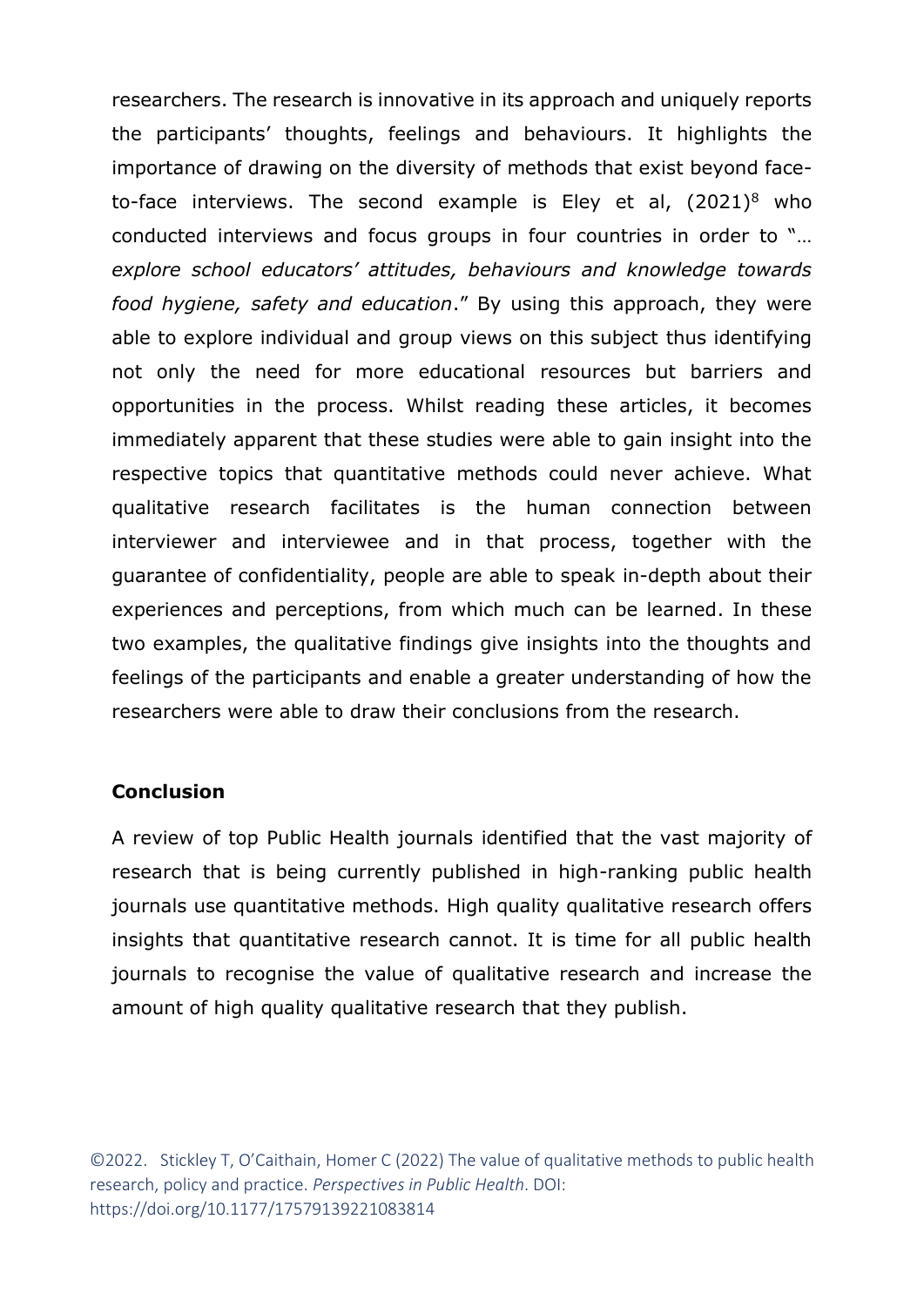researchers. The research is innovative in its approach and uniquely reports the participants' thoughts, feelings and behaviours. It highlights the importance of drawing on the diversity of methods that exist beyond face-to-face interviews. The second example is Eley et al, (2021)[8] who conducted interviews and focus groups in four countries in order to "*… explore school educators' attitudes, behaviours and knowledge towards food hygiene, safety and education*." By using this approach, they were able to explore individual and group views on this subject thus identifying not only the need for more educational resources but barriers and opportunities in the process. Whilst reading these articles, it becomes immediately apparent that these studies were able to gain insight into the respective topics that quantitative methods could never achieve. What qualitative research facilitates is the human connection between interviewer and interviewee and in that process, together with the guarantee of confidentiality, people are able to speak in-depth about their experiences and perceptions, from which much can be learned. In these two examples, the qualitative findings give insights into the thoughts and feelings of the participants and enable a greater understanding of how the researchers were able to draw their conclusions from the research.

**Conclusion**

A review of top Public Health journals identified that the vast majority of research that is being currently published in high-ranking public health journals use quantitative methods. High quality qualitative research offers insights that quantitative research cannot. It is time for all public health journals to recognise the value of qualitative research and increase the amount of high quality qualitative research that they publish.

©2022. Stickley T, O'Caithain, Homer C (2022) The value of qualitative methods to public health research, policy and practice. *Perspectives in Public Health*. DOI: https://doi.org/10.1177/17579139221083814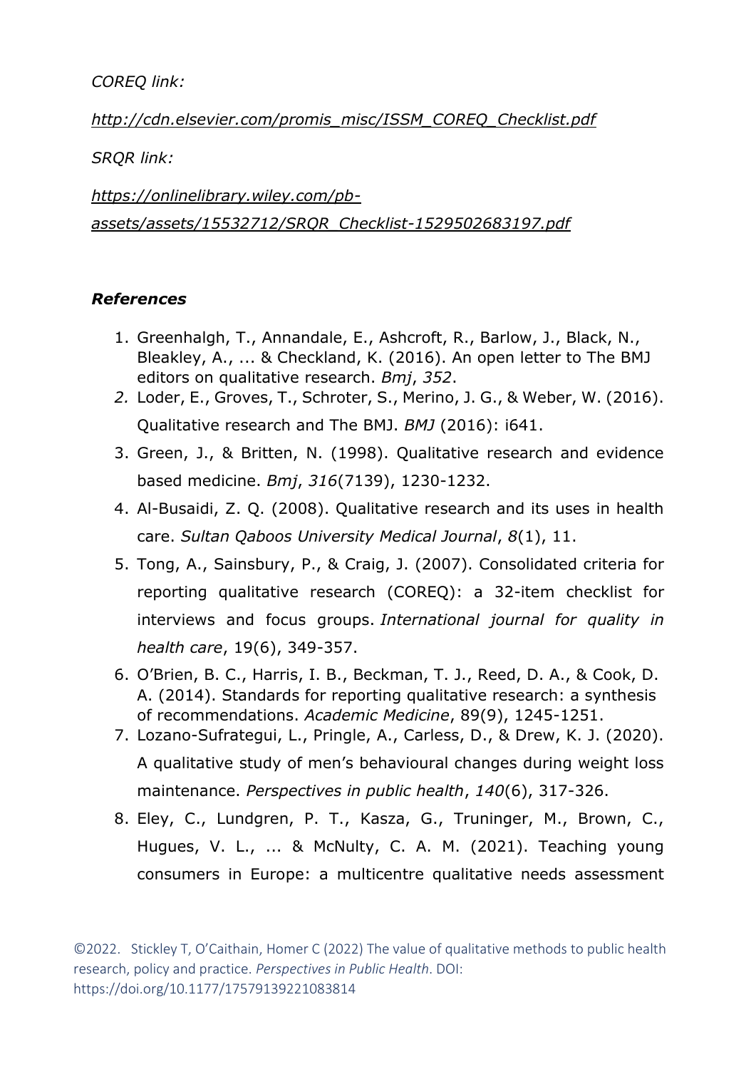*COREQ link:*

*http://cdn.elsevier.com/promis_misc/ISSM_COREQ_Checklist.pdf*

*SRQR link:*

*https://onlinelibrary.wiley.com/pb-assets/assets/15532712/SRQR_Checklist-1529502683197.pdf*

### *References*

1. Greenhalgh, T., Annandale, E., Ashcroft, R., Barlow, J., Black, N., Bleakley, A., ... & Checkland, K. (2016). An open letter to The BMJ editors on qualitative research. *Bmj*, *352*.
2. Loder, E., Groves, T., Schroter, S., Merino, J. G., & Weber, W. (2016). Qualitative research and The BMJ. *BMJ* (2016): i641.
3. Green, J., & Britten, N. (1998). Qualitative research and evidence based medicine. *Bmj*, *316*(7139), 1230-1232.
4. Al-Busaidi, Z. Q. (2008). Qualitative research and its uses in health care. *Sultan Qaboos University Medical Journal*, *8*(1), 11.
5. Tong, A., Sainsbury, P., & Craig, J. (2007). Consolidated criteria for reporting qualitative research (COREQ): a 32-item checklist for interviews and focus groups. *International journal for quality in health care*, 19(6), 349-357.
6. O'Brien, B. C., Harris, I. B., Beckman, T. J., Reed, D. A., & Cook, D. A. (2014). Standards for reporting qualitative research: a synthesis of recommendations. *Academic Medicine*, 89(9), 1245-1251.
7. Lozano-Sufrategui, L., Pringle, A., Carless, D., & Drew, K. J. (2020). A qualitative study of men's behavioural changes during weight loss maintenance. *Perspectives in public health*, *140*(6), 317-326.
8. Eley, C., Lundgren, P. T., Kasza, G., Truninger, M., Brown, C., Hugues, V. L., ... & McNulty, C. A. M. (2021). Teaching young consumers in Europe: a multicentre qualitative needs assessment

©2022. Stickley T, O'Caithain, Homer C (2022) The value of qualitative methods to public health research, policy and practice. *Perspectives in Public Health*. DOI: https://doi.org/10.1177/17579139221083814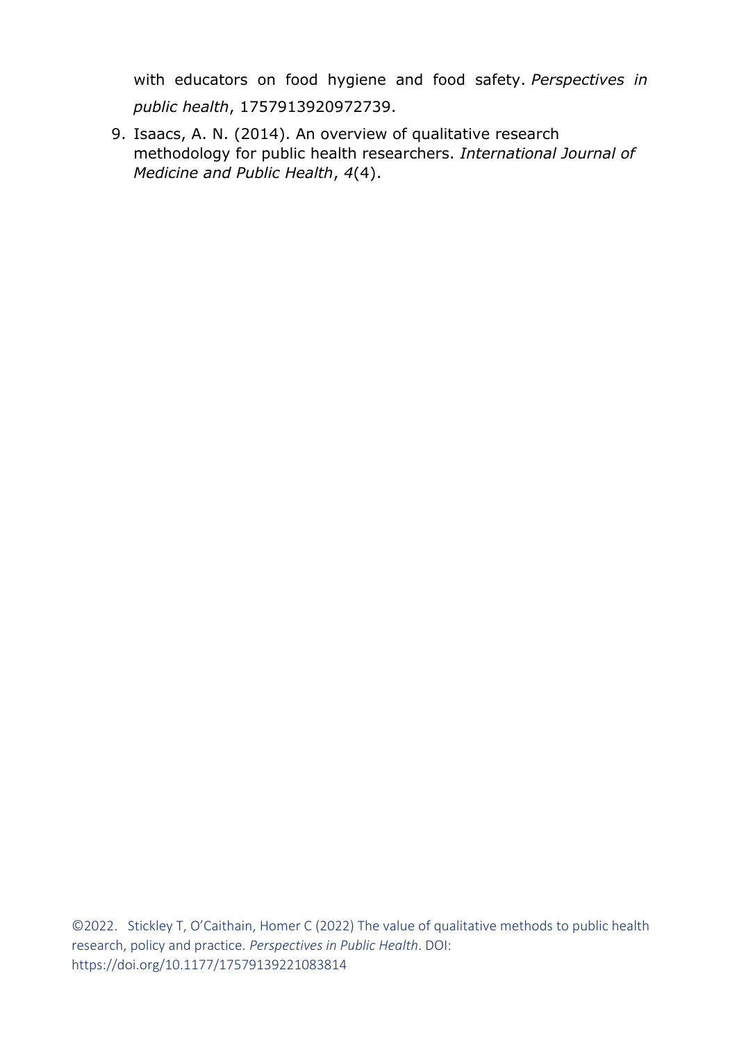with educators on food hygiene and food safety. *Perspectives in public health*, 1757913920972739.

9. Isaacs, A. N. (2014). An overview of qualitative research methodology for public health researchers. *International Journal of Medicine and Public Health*, *4*(4).